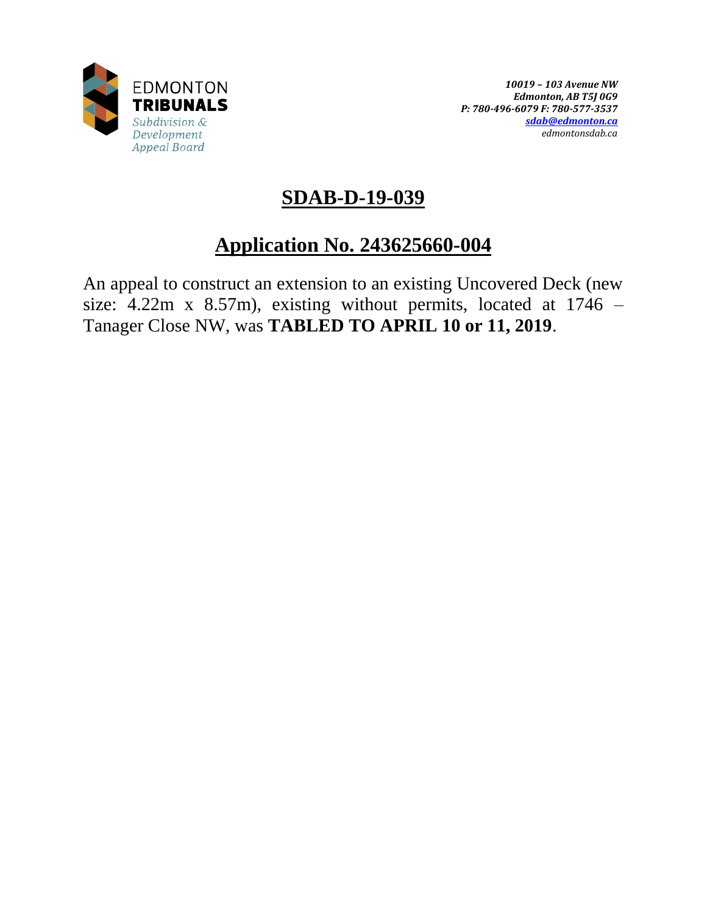EDMONTON
**TRIBUNALS**
*Subdivision & Development Appeal Board*

*10019 – 103 Avenue NW*
*Edmonton, AB T5J 0G9*
*P: 780-496-6079 F: 780-577-3537*
*sdab@edmonton.ca*
*edmontonsdab.ca*

# SDAB-D-19-039

## Application No. 243625660-004

An appeal to construct an extension to an existing Uncovered Deck (new size: 4.22m x 8.57m), existing without permits, located at 1746 – Tanager Close NW, was **TABLED TO APRIL 10 or 11, 2019**.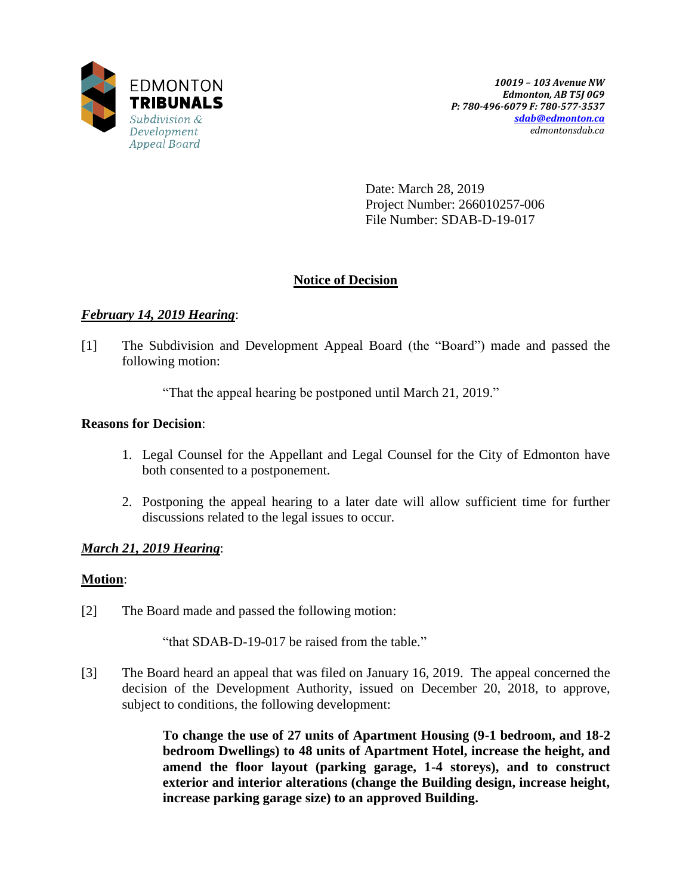10019 – 103 Avenue NW
Edmonton, AB T5J 0G9
P: 780-496-6079 F: 780-577-3537
sdab@edmonton.ca
edmontonsdab.ca

Date: March 28, 2019
Project Number: 266010257-006
File Number: SDAB-D-19-017

# Notice of Decision

## *February 14, 2019 Hearing*:

[1] The Subdivision and Development Appeal Board (the "Board") made and passed the following motion:

> "That the appeal hearing be postponed until March 21, 2019."

**Reasons for Decision**:

1. Legal Counsel for the Appellant and Legal Counsel for the City of Edmonton have both consented to a postponement.
2. Postponing the appeal hearing to a later date will allow sufficient time for further discussions related to the legal issues to occur.

## *March 21, 2019 Hearing*:

**Motion**:

[2] The Board made and passed the following motion:

> "that SDAB-D-19-017 be raised from the table."

[3] The Board heard an appeal that was filed on January 16, 2019. The appeal concerned the decision of the Development Authority, issued on December 20, 2018, to approve, subject to conditions, the following development:

> **To change the use of 27 units of Apartment Housing (9-1 bedroom, and 18-2 bedroom Dwellings) to 48 units of Apartment Hotel, increase the height, and amend the floor layout (parking garage, 1-4 storeys), and to construct exterior and interior alterations (change the Building design, increase height, increase parking garage size) to an approved Building.**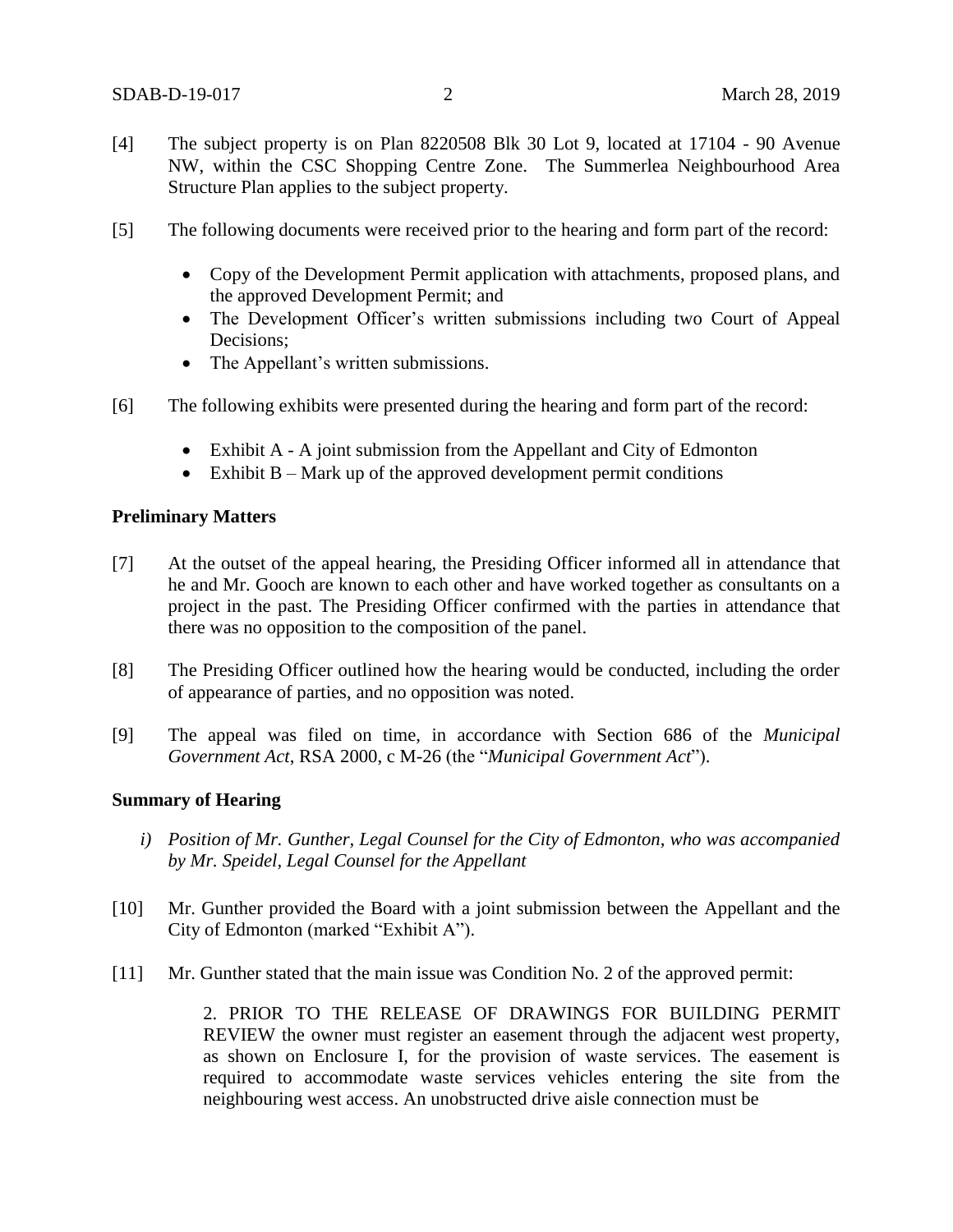[4] The subject property is on Plan 8220508 Blk 30 Lot 9, located at 17104 - 90 Avenue NW, within the CSC Shopping Centre Zone. The Summerlea Neighbourhood Area Structure Plan applies to the subject property.

[5] The following documents were received prior to the hearing and form part of the record:

- Copy of the Development Permit application with attachments, proposed plans, and the approved Development Permit; and
- The Development Officer's written submissions including two Court of Appeal Decisions;
- The Appellant's written submissions.

[6] The following exhibits were presented during the hearing and form part of the record:

- Exhibit A - A joint submission from the Appellant and City of Edmonton
- Exhibit B – Mark up of the approved development permit conditions

**Preliminary Matters**

[7] At the outset of the appeal hearing, the Presiding Officer informed all in attendance that he and Mr. Gooch are known to each other and have worked together as consultants on a project in the past. The Presiding Officer confirmed with the parties in attendance that there was no opposition to the composition of the panel.

[8] The Presiding Officer outlined how the hearing would be conducted, including the order of appearance of parties, and no opposition was noted.

[9] The appeal was filed on time, in accordance with Section 686 of the *Municipal Government Act*, RSA 2000, c M-26 (the "*Municipal Government Act*").

**Summary of Hearing**

*i) Position of Mr. Gunther, Legal Counsel for the City of Edmonton, who was accompanied by Mr. Speidel, Legal Counsel for the Appellant*

[10] Mr. Gunther provided the Board with a joint submission between the Appellant and the City of Edmonton (marked "Exhibit A").

[11] Mr. Gunther stated that the main issue was Condition No. 2 of the approved permit:

> 2. PRIOR TO THE RELEASE OF DRAWINGS FOR BUILDING PERMIT REVIEW the owner must register an easement through the adjacent west property, as shown on Enclosure I, for the provision of waste services. The easement is required to accommodate waste services vehicles entering the site from the neighbouring west access. An unobstructed drive aisle connection must be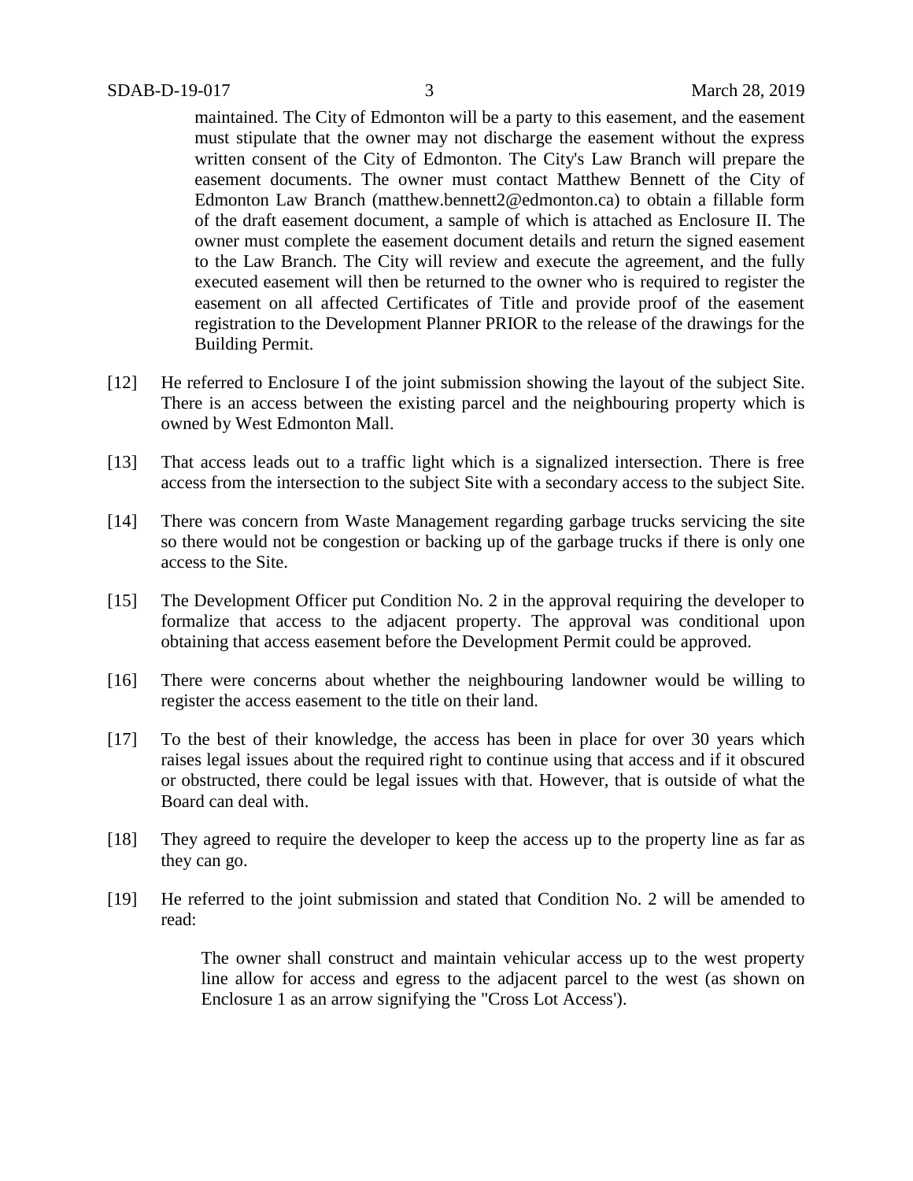maintained. The City of Edmonton will be a party to this easement, and the easement must stipulate that the owner may not discharge the easement without the express written consent of the City of Edmonton. The City's Law Branch will prepare the easement documents. The owner must contact Matthew Bennett of the City of Edmonton Law Branch (matthew.bennett2@edmonton.ca) to obtain a fillable form of the draft easement document, a sample of which is attached as Enclosure II. The owner must complete the easement document details and return the signed easement to the Law Branch. The City will review and execute the agreement, and the fully executed easement will then be returned to the owner who is required to register the easement on all affected Certificates of Title and provide proof of the easement registration to the Development Planner PRIOR to the release of the drawings for the Building Permit.

[12] He referred to Enclosure I of the joint submission showing the layout of the subject Site. There is an access between the existing parcel and the neighbouring property which is owned by West Edmonton Mall.

[13] That access leads out to a traffic light which is a signalized intersection. There is free access from the intersection to the subject Site with a secondary access to the subject Site.

[14] There was concern from Waste Management regarding garbage trucks servicing the site so there would not be congestion or backing up of the garbage trucks if there is only one access to the Site.

[15] The Development Officer put Condition No. 2 in the approval requiring the developer to formalize that access to the adjacent property. The approval was conditional upon obtaining that access easement before the Development Permit could be approved.

[16] There were concerns about whether the neighbouring landowner would be willing to register the access easement to the title on their land.

[17] To the best of their knowledge, the access has been in place for over 30 years which raises legal issues about the required right to continue using that access and if it obscured or obstructed, there could be legal issues with that. However, that is outside of what the Board can deal with.

[18] They agreed to require the developer to keep the access up to the property line as far as they can go.

[19] He referred to the joint submission and stated that Condition No. 2 will be amended to read:

> The owner shall construct and maintain vehicular access up to the west property line allow for access and egress to the adjacent parcel to the west (as shown on Enclosure 1 as an arrow signifying the "Cross Lot Access').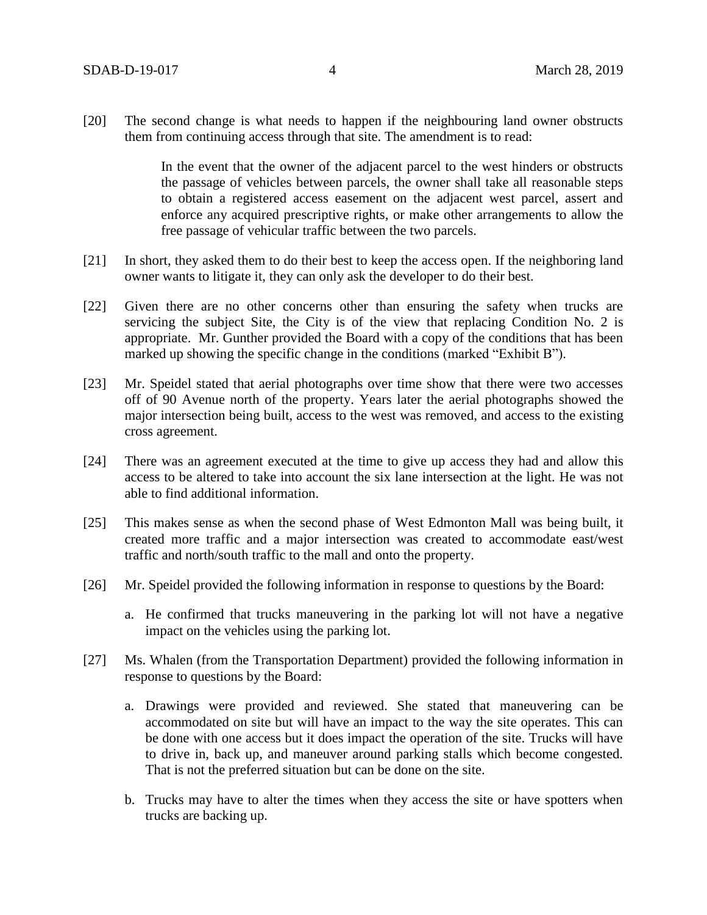[20] The second change is what needs to happen if the neighbouring land owner obstructs them from continuing access through that site. The amendment is to read:

> In the event that the owner of the adjacent parcel to the west hinders or obstructs the passage of vehicles between parcels, the owner shall take all reasonable steps to obtain a registered access easement on the adjacent west parcel, assert and enforce any acquired prescriptive rights, or make other arrangements to allow the free passage of vehicular traffic between the two parcels.

[21] In short, they asked them to do their best to keep the access open. If the neighboring land owner wants to litigate it, they can only ask the developer to do their best.

[22] Given there are no other concerns other than ensuring the safety when trucks are servicing the subject Site, the City is of the view that replacing Condition No. 2 is appropriate. Mr. Gunther provided the Board with a copy of the conditions that has been marked up showing the specific change in the conditions (marked "Exhibit B").

[23] Mr. Speidel stated that aerial photographs over time show that there were two accesses off of 90 Avenue north of the property. Years later the aerial photographs showed the major intersection being built, access to the west was removed, and access to the existing cross agreement.

[24] There was an agreement executed at the time to give up access they had and allow this access to be altered to take into account the six lane intersection at the light. He was not able to find additional information.

[25] This makes sense as when the second phase of West Edmonton Mall was being built, it created more traffic and a major intersection was created to accommodate east/west traffic and north/south traffic to the mall and onto the property.

[26] Mr. Speidel provided the following information in response to questions by the Board:

a. He confirmed that trucks maneuvering in the parking lot will not have a negative impact on the vehicles using the parking lot.

[27] Ms. Whalen (from the Transportation Department) provided the following information in response to questions by the Board:

a. Drawings were provided and reviewed. She stated that maneuvering can be accommodated on site but will have an impact to the way the site operates. This can be done with one access but it does impact the operation of the site. Trucks will have to drive in, back up, and maneuver around parking stalls which become congested. That is not the preferred situation but can be done on the site.

b. Trucks may have to alter the times when they access the site or have spotters when trucks are backing up.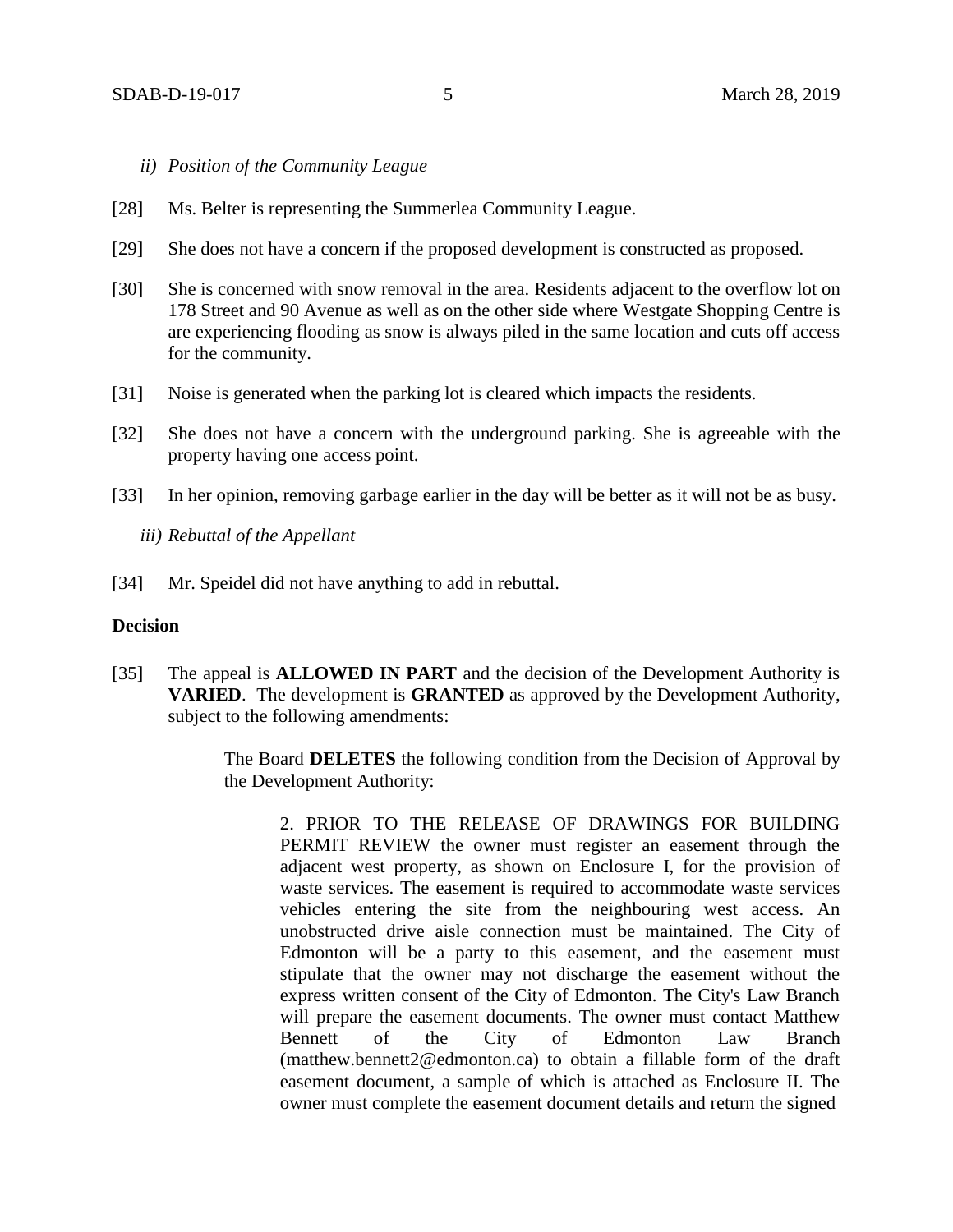*ii) Position of the Community League*

[28] Ms. Belter is representing the Summerlea Community League.

[29] She does not have a concern if the proposed development is constructed as proposed.

[30] She is concerned with snow removal in the area. Residents adjacent to the overflow lot on 178 Street and 90 Avenue as well as on the other side where Westgate Shopping Centre is are experiencing flooding as snow is always piled in the same location and cuts off access for the community.

[31] Noise is generated when the parking lot is cleared which impacts the residents.

[32] She does not have a concern with the underground parking. She is agreeable with the property having one access point.

[33] In her opinion, removing garbage earlier in the day will be better as it will not be as busy.

*iii) Rebuttal of the Appellant*

[34] Mr. Speidel did not have anything to add in rebuttal.

**Decision**

[35] The appeal is **ALLOWED IN PART** and the decision of the Development Authority is **VARIED**. The development is **GRANTED** as approved by the Development Authority, subject to the following amendments:

> The Board **DELETES** the following condition from the Decision of Approval by the Development Authority:
>
> > 2. PRIOR TO THE RELEASE OF DRAWINGS FOR BUILDING PERMIT REVIEW the owner must register an easement through the adjacent west property, as shown on Enclosure I, for the provision of waste services. The easement is required to accommodate waste services vehicles entering the site from the neighbouring west access. An unobstructed drive aisle connection must be maintained. The City of Edmonton will be a party to this easement, and the easement must stipulate that the owner may not discharge the easement without the express written consent of the City of Edmonton. The City's Law Branch will prepare the easement documents. The owner must contact Matthew Bennett of the City of Edmonton Law Branch (matthew.bennett2@edmonton.ca) to obtain a fillable form of the draft easement document, a sample of which is attached as Enclosure II. The owner must complete the easement document details and return the signed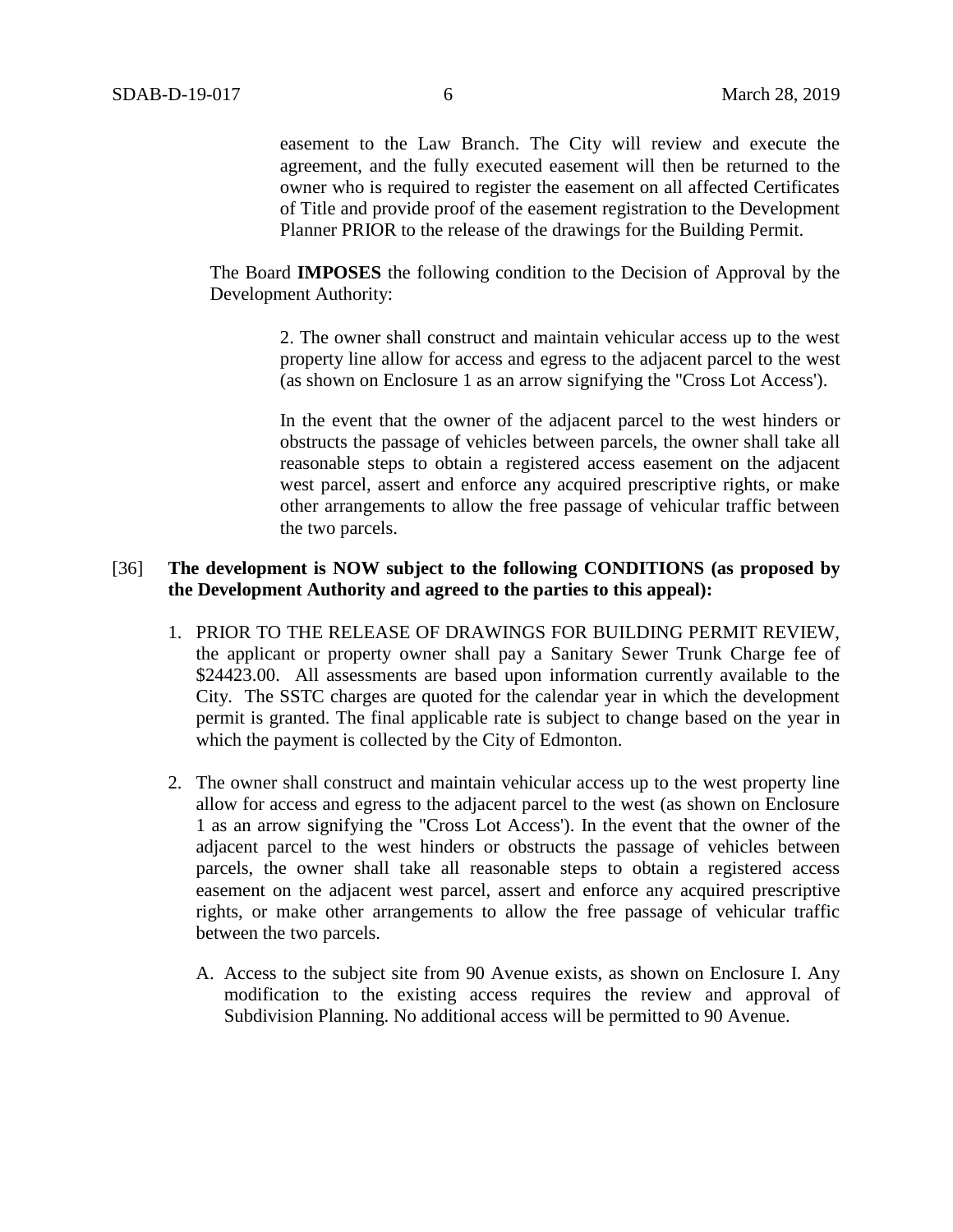easement to the Law Branch. The City will review and execute the agreement, and the fully executed easement will then be returned to the owner who is required to register the easement on all affected Certificates of Title and provide proof of the easement registration to the Development Planner PRIOR to the release of the drawings for the Building Permit.

The Board **IMPOSES** the following condition to the Decision of Approval by the Development Authority:

2. The owner shall construct and maintain vehicular access up to the west property line allow for access and egress to the adjacent parcel to the west (as shown on Enclosure 1 as an arrow signifying the "Cross Lot Access').

In the event that the owner of the adjacent parcel to the west hinders or obstructs the passage of vehicles between parcels, the owner shall take all reasonable steps to obtain a registered access easement on the adjacent west parcel, assert and enforce any acquired prescriptive rights, or make other arrangements to allow the free passage of vehicular traffic between the two parcels.

[36] **The development is NOW subject to the following CONDITIONS (as proposed by the Development Authority and agreed to the parties to this appeal):**

1. PRIOR TO THE RELEASE OF DRAWINGS FOR BUILDING PERMIT REVIEW, the applicant or property owner shall pay a Sanitary Sewer Trunk Charge fee of \$24423.00. All assessments are based upon information currently available to the City. The SSTC charges are quoted for the calendar year in which the development permit is granted. The final applicable rate is subject to change based on the year in which the payment is collected by the City of Edmonton.

2. The owner shall construct and maintain vehicular access up to the west property line allow for access and egress to the adjacent parcel to the west (as shown on Enclosure 1 as an arrow signifying the "Cross Lot Access'). In the event that the owner of the adjacent parcel to the west hinders or obstructs the passage of vehicles between parcels, the owner shall take all reasonable steps to obtain a registered access easement on the adjacent west parcel, assert and enforce any acquired prescriptive rights, or make other arrangements to allow the free passage of vehicular traffic between the two parcels.

   A. Access to the subject site from 90 Avenue exists, as shown on Enclosure I. Any modification to the existing access requires the review and approval of Subdivision Planning. No additional access will be permitted to 90 Avenue.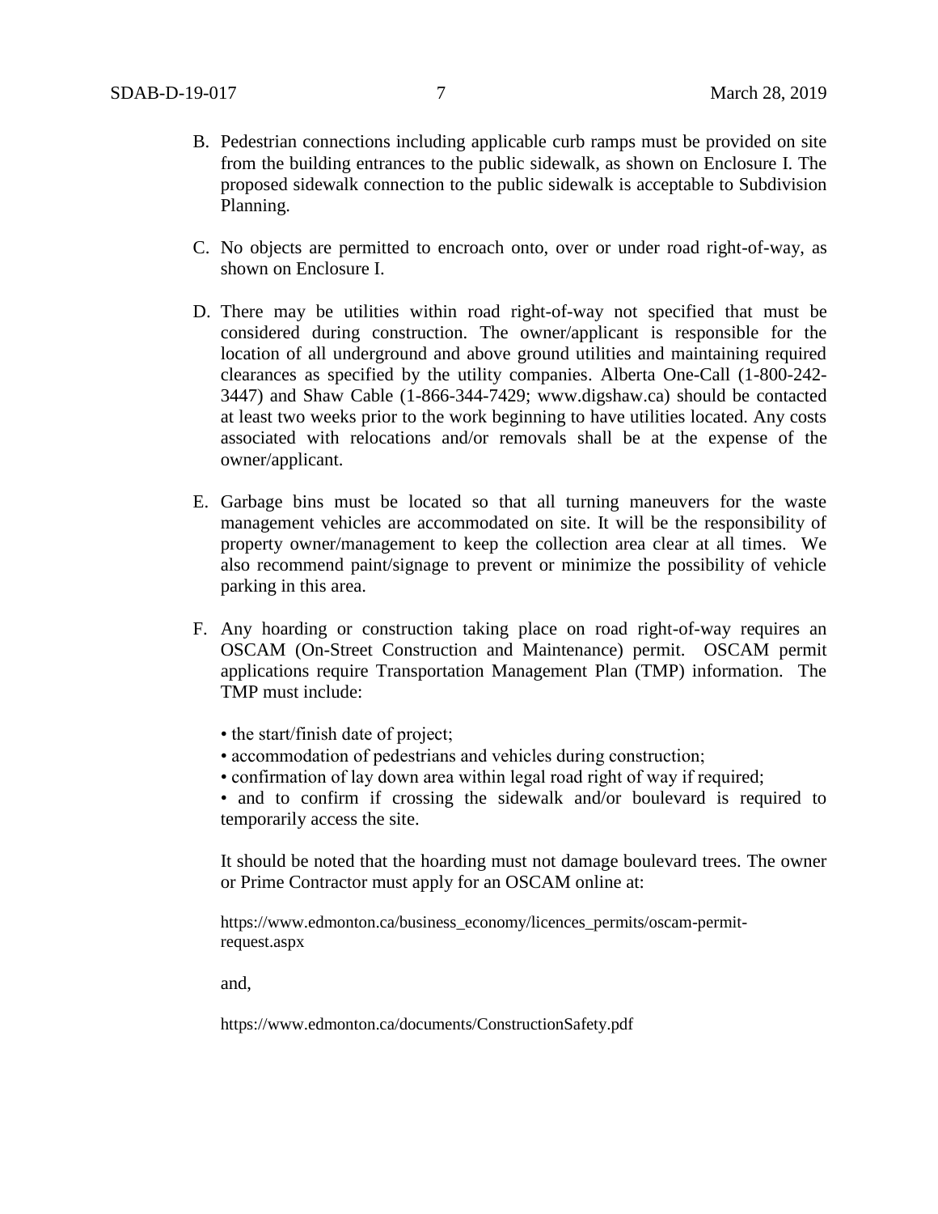B. Pedestrian connections including applicable curb ramps must be provided on site from the building entrances to the public sidewalk, as shown on Enclosure I. The proposed sidewalk connection to the public sidewalk is acceptable to Subdivision Planning.

C. No objects are permitted to encroach onto, over or under road right-of-way, as shown on Enclosure I.

D. There may be utilities within road right-of-way not specified that must be considered during construction. The owner/applicant is responsible for the location of all underground and above ground utilities and maintaining required clearances as specified by the utility companies. Alberta One-Call (1-800-242-3447) and Shaw Cable (1-866-344-7429; www.digshaw.ca) should be contacted at least two weeks prior to the work beginning to have utilities located. Any costs associated with relocations and/or removals shall be at the expense of the owner/applicant.

E. Garbage bins must be located so that all turning maneuvers for the waste management vehicles are accommodated on site. It will be the responsibility of property owner/management to keep the collection area clear at all times. We also recommend paint/signage to prevent or minimize the possibility of vehicle parking in this area.

F. Any hoarding or construction taking place on road right-of-way requires an OSCAM (On-Street Construction and Maintenance) permit. OSCAM permit applications require Transportation Management Plan (TMP) information. The TMP must include:

   • the start/finish date of project;
   • accommodation of pedestrians and vehicles during construction;
   • confirmation of lay down area within legal road right of way if required;
   • and to confirm if crossing the sidewalk and/or boulevard is required to temporarily access the site.

   It should be noted that the hoarding must not damage boulevard trees. The owner or Prime Contractor must apply for an OSCAM online at:

   https://www.edmonton.ca/business_economy/licences_permits/oscam-permit-request.aspx

   and,

   https://www.edmonton.ca/documents/ConstructionSafety.pdf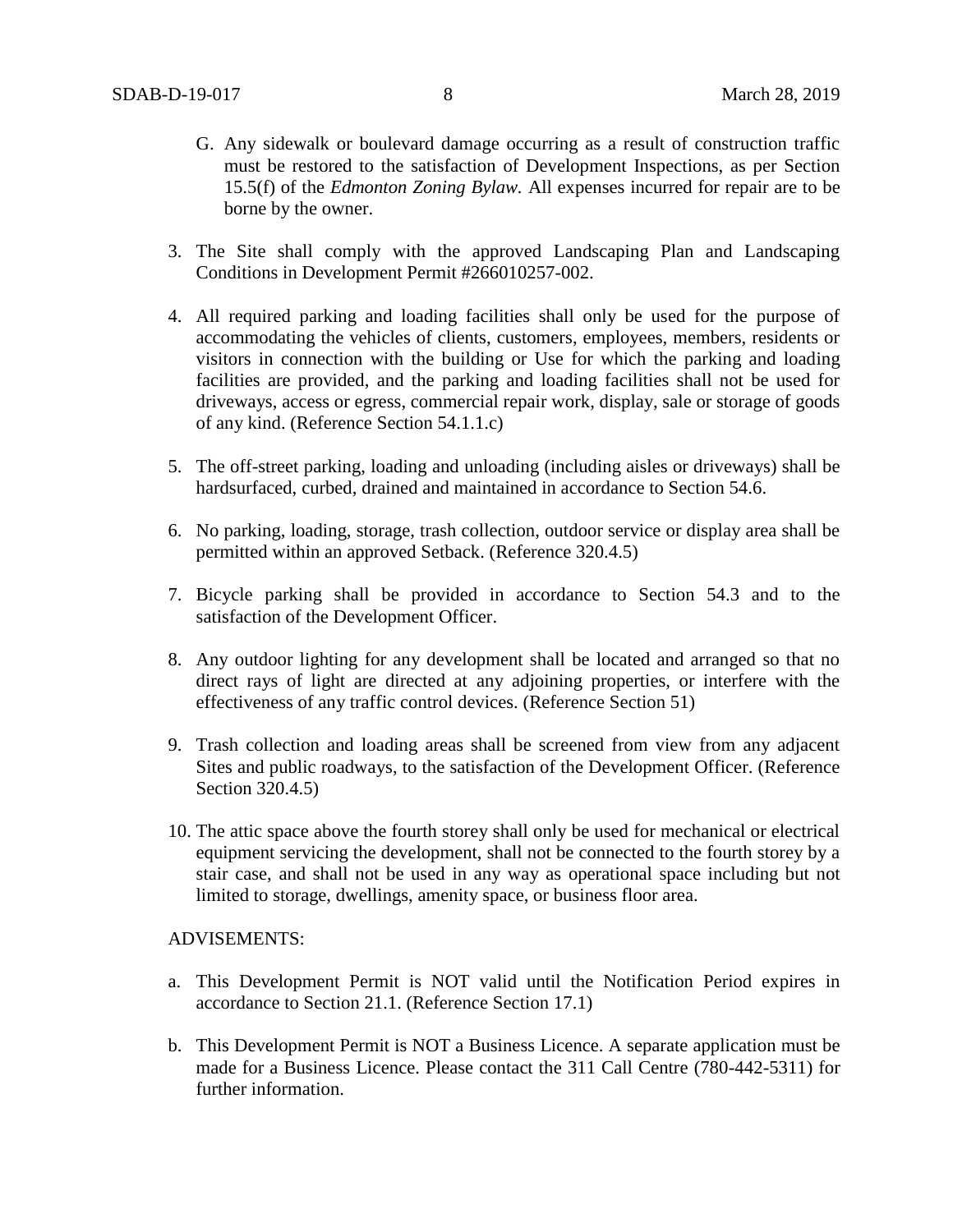G. Any sidewalk or boulevard damage occurring as a result of construction traffic must be restored to the satisfaction of Development Inspections, as per Section 15.5(f) of the *Edmonton Zoning Bylaw.* All expenses incurred for repair are to be borne by the owner.

3. The Site shall comply with the approved Landscaping Plan and Landscaping Conditions in Development Permit #266010257-002.

4. All required parking and loading facilities shall only be used for the purpose of accommodating the vehicles of clients, customers, employees, members, residents or visitors in connection with the building or Use for which the parking and loading facilities are provided, and the parking and loading facilities shall not be used for driveways, access or egress, commercial repair work, display, sale or storage of goods of any kind. (Reference Section 54.1.1.c)

5. The off-street parking, loading and unloading (including aisles or driveways) shall be hardsurfaced, curbed, drained and maintained in accordance to Section 54.6.

6. No parking, loading, storage, trash collection, outdoor service or display area shall be permitted within an approved Setback. (Reference 320.4.5)

7. Bicycle parking shall be provided in accordance to Section 54.3 and to the satisfaction of the Development Officer.

8. Any outdoor lighting for any development shall be located and arranged so that no direct rays of light are directed at any adjoining properties, or interfere with the effectiveness of any traffic control devices. (Reference Section 51)

9. Trash collection and loading areas shall be screened from view from any adjacent Sites and public roadways, to the satisfaction of the Development Officer. (Reference Section 320.4.5)

10. The attic space above the fourth storey shall only be used for mechanical or electrical equipment servicing the development, shall not be connected to the fourth storey by a stair case, and shall not be used in any way as operational space including but not limited to storage, dwellings, amenity space, or business floor area.

ADVISEMENTS:

a. This Development Permit is NOT valid until the Notification Period expires in accordance to Section 21.1. (Reference Section 17.1)

b. This Development Permit is NOT a Business Licence. A separate application must be made for a Business Licence. Please contact the 311 Call Centre (780-442-5311) for further information.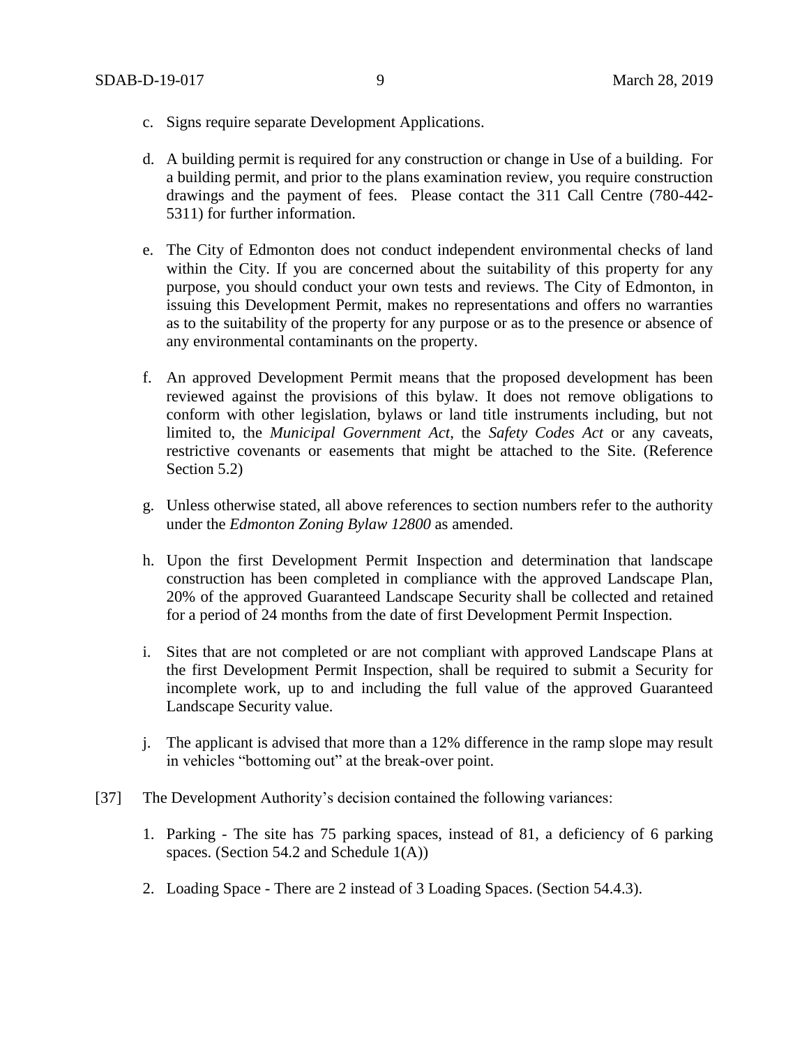c. Signs require separate Development Applications.

d. A building permit is required for any construction or change in Use of a building. For a building permit, and prior to the plans examination review, you require construction drawings and the payment of fees. Please contact the 311 Call Centre (780-442-5311) for further information.

e. The City of Edmonton does not conduct independent environmental checks of land within the City. If you are concerned about the suitability of this property for any purpose, you should conduct your own tests and reviews. The City of Edmonton, in issuing this Development Permit, makes no representations and offers no warranties as to the suitability of the property for any purpose or as to the presence or absence of any environmental contaminants on the property.

f. An approved Development Permit means that the proposed development has been reviewed against the provisions of this bylaw. It does not remove obligations to conform with other legislation, bylaws or land title instruments including, but not limited to, the *Municipal Government Act*, the *Safety Codes Act* or any caveats, restrictive covenants or easements that might be attached to the Site. (Reference Section 5.2)

g. Unless otherwise stated, all above references to section numbers refer to the authority under the *Edmonton Zoning Bylaw 12800* as amended.

h. Upon the first Development Permit Inspection and determination that landscape construction has been completed in compliance with the approved Landscape Plan, 20% of the approved Guaranteed Landscape Security shall be collected and retained for a period of 24 months from the date of first Development Permit Inspection.

i. Sites that are not completed or are not compliant with approved Landscape Plans at the first Development Permit Inspection, shall be required to submit a Security for incomplete work, up to and including the full value of the approved Guaranteed Landscape Security value.

j. The applicant is advised that more than a 12% difference in the ramp slope may result in vehicles "bottoming out" at the break-over point.

[37] The Development Authority's decision contained the following variances:

1. Parking - The site has 75 parking spaces, instead of 81, a deficiency of 6 parking spaces. (Section 54.2 and Schedule 1(A))

2. Loading Space - There are 2 instead of 3 Loading Spaces. (Section 54.4.3).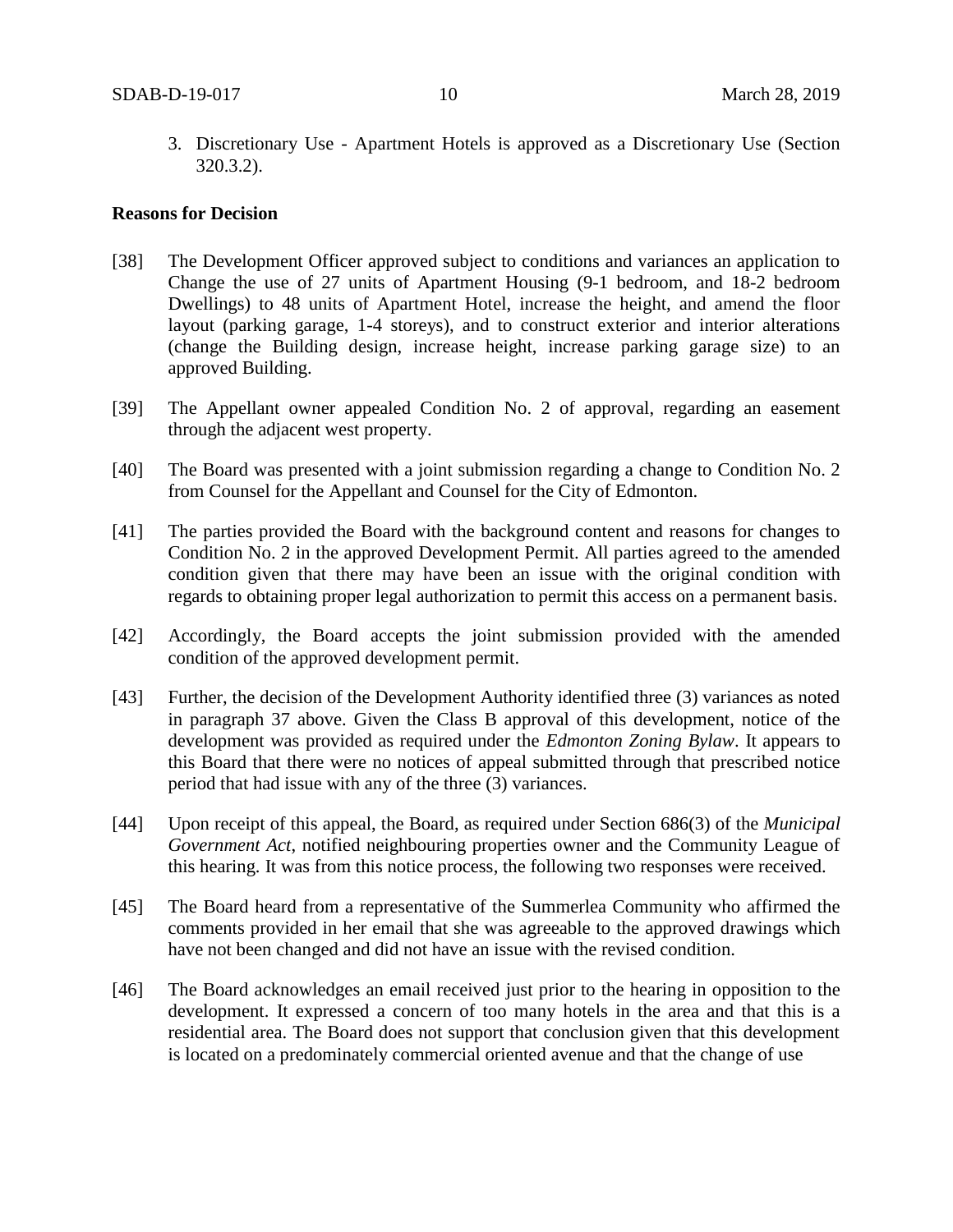3. Discretionary Use - Apartment Hotels is approved as a Discretionary Use (Section 320.3.2).

**Reasons for Decision**

[38] The Development Officer approved subject to conditions and variances an application to Change the use of 27 units of Apartment Housing (9-1 bedroom, and 18-2 bedroom Dwellings) to 48 units of Apartment Hotel, increase the height, and amend the floor layout (parking garage, 1-4 storeys), and to construct exterior and interior alterations (change the Building design, increase height, increase parking garage size) to an approved Building.

[39] The Appellant owner appealed Condition No. 2 of approval, regarding an easement through the adjacent west property.

[40] The Board was presented with a joint submission regarding a change to Condition No. 2 from Counsel for the Appellant and Counsel for the City of Edmonton.

[41] The parties provided the Board with the background content and reasons for changes to Condition No. 2 in the approved Development Permit. All parties agreed to the amended condition given that there may have been an issue with the original condition with regards to obtaining proper legal authorization to permit this access on a permanent basis.

[42] Accordingly, the Board accepts the joint submission provided with the amended condition of the approved development permit.

[43] Further, the decision of the Development Authority identified three (3) variances as noted in paragraph 37 above. Given the Class B approval of this development, notice of the development was provided as required under the *Edmonton Zoning Bylaw*. It appears to this Board that there were no notices of appeal submitted through that prescribed notice period that had issue with any of the three (3) variances.

[44] Upon receipt of this appeal, the Board, as required under Section 686(3) of the *Municipal Government Act*, notified neighbouring properties owner and the Community League of this hearing. It was from this notice process, the following two responses were received.

[45] The Board heard from a representative of the Summerlea Community who affirmed the comments provided in her email that she was agreeable to the approved drawings which have not been changed and did not have an issue with the revised condition.

[46] The Board acknowledges an email received just prior to the hearing in opposition to the development. It expressed a concern of too many hotels in the area and that this is a residential area. The Board does not support that conclusion given that this development is located on a predominately commercial oriented avenue and that the change of use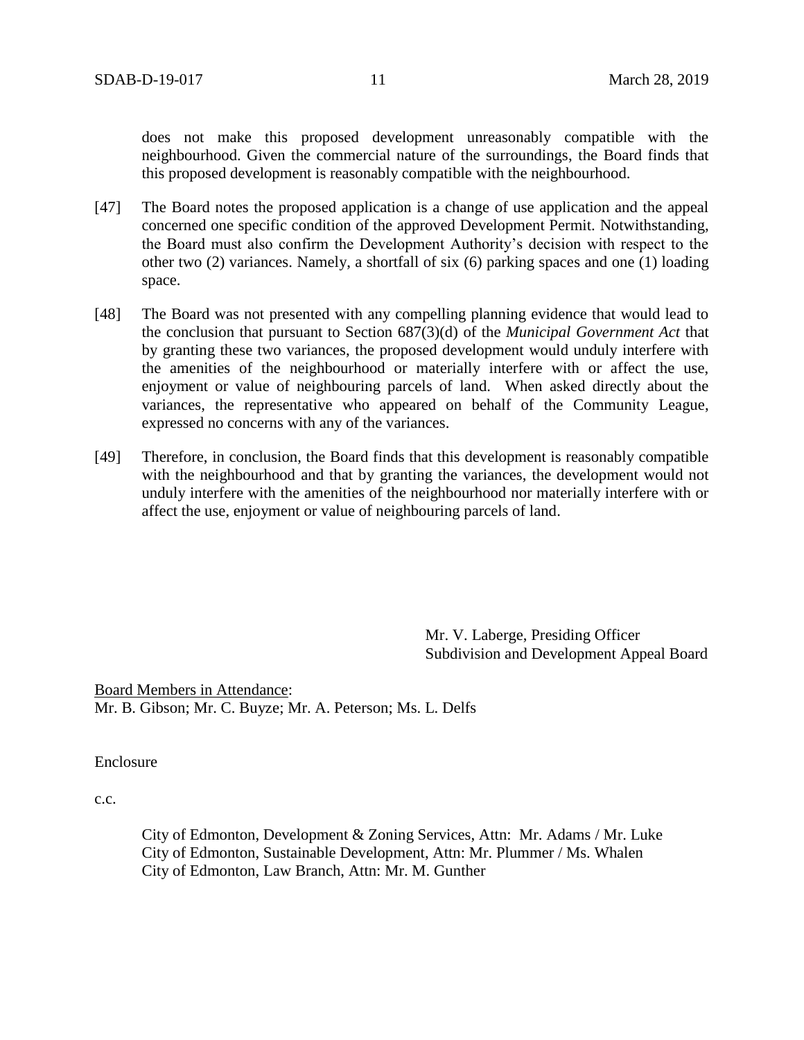does not make this proposed development unreasonably compatible with the neighbourhood. Given the commercial nature of the surroundings, the Board finds that this proposed development is reasonably compatible with the neighbourhood.

[47] The Board notes the proposed application is a change of use application and the appeal concerned one specific condition of the approved Development Permit. Notwithstanding, the Board must also confirm the Development Authority's decision with respect to the other two (2) variances. Namely, a shortfall of six (6) parking spaces and one (1) loading space.

[48] The Board was not presented with any compelling planning evidence that would lead to the conclusion that pursuant to Section 687(3)(d) of the *Municipal Government Act* that by granting these two variances, the proposed development would unduly interfere with the amenities of the neighbourhood or materially interfere with or affect the use, enjoyment or value of neighbouring parcels of land. When asked directly about the variances, the representative who appeared on behalf of the Community League, expressed no concerns with any of the variances.

[49] Therefore, in conclusion, the Board finds that this development is reasonably compatible with the neighbourhood and that by granting the variances, the development would not unduly interfere with the amenities of the neighbourhood nor materially interfere with or affect the use, enjoyment or value of neighbouring parcels of land.

Mr. V. Laberge, Presiding Officer
Subdivision and Development Appeal Board

Board Members in Attendance:
Mr. B. Gibson; Mr. C. Buyze; Mr. A. Peterson; Ms. L. Delfs

Enclosure

c.c.

City of Edmonton, Development & Zoning Services, Attn: Mr. Adams / Mr. Luke
City of Edmonton, Sustainable Development, Attn: Mr. Plummer / Ms. Whalen
City of Edmonton, Law Branch, Attn: Mr. M. Gunther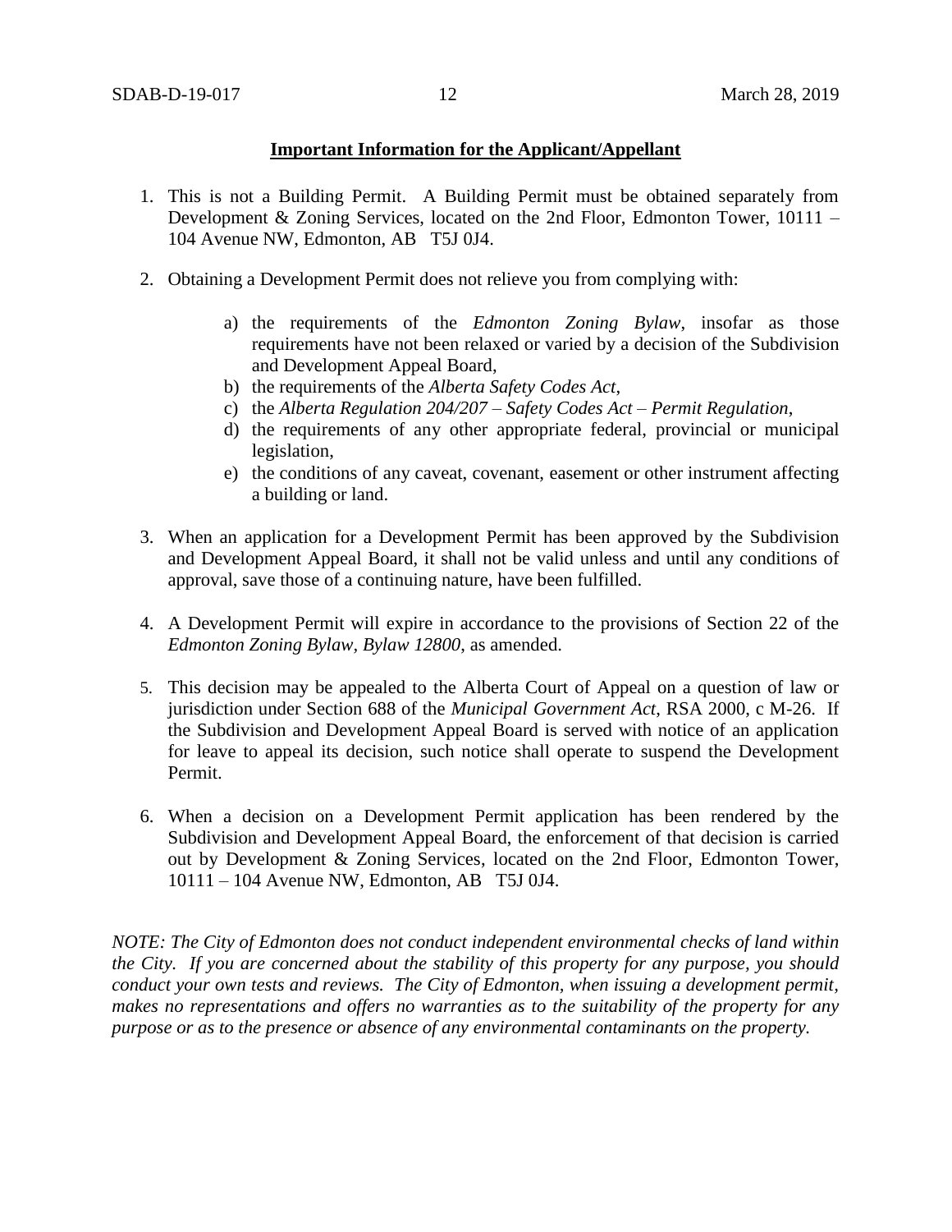**Important Information for the Applicant/Appellant**

1. This is not a Building Permit. A Building Permit must be obtained separately from Development & Zoning Services, located on the 2nd Floor, Edmonton Tower, 10111 – 104 Avenue NW, Edmonton, AB T5J 0J4.

2. Obtaining a Development Permit does not relieve you from complying with:

    a) the requirements of the *Edmonton Zoning Bylaw*, insofar as those requirements have not been relaxed or varied by a decision of the Subdivision and Development Appeal Board,
    b) the requirements of the *Alberta Safety Codes Act*,
    c) the *Alberta Regulation 204/207 – Safety Codes Act – Permit Regulation*,
    d) the requirements of any other appropriate federal, provincial or municipal legislation,
    e) the conditions of any caveat, covenant, easement or other instrument affecting a building or land.

3. When an application for a Development Permit has been approved by the Subdivision and Development Appeal Board, it shall not be valid unless and until any conditions of approval, save those of a continuing nature, have been fulfilled.

4. A Development Permit will expire in accordance to the provisions of Section 22 of the *Edmonton Zoning Bylaw, Bylaw 12800*, as amended.

5. This decision may be appealed to the Alberta Court of Appeal on a question of law or jurisdiction under Section 688 of the *Municipal Government Act*, RSA 2000, c M-26. If the Subdivision and Development Appeal Board is served with notice of an application for leave to appeal its decision, such notice shall operate to suspend the Development Permit.

6. When a decision on a Development Permit application has been rendered by the Subdivision and Development Appeal Board, the enforcement of that decision is carried out by Development & Zoning Services, located on the 2nd Floor, Edmonton Tower, 10111 – 104 Avenue NW, Edmonton, AB T5J 0J4.

*NOTE: The City of Edmonton does not conduct independent environmental checks of land within the City. If you are concerned about the stability of this property for any purpose, you should conduct your own tests and reviews. The City of Edmonton, when issuing a development permit, makes no representations and offers no warranties as to the suitability of the property for any purpose or as to the presence or absence of any environmental contaminants on the property.*